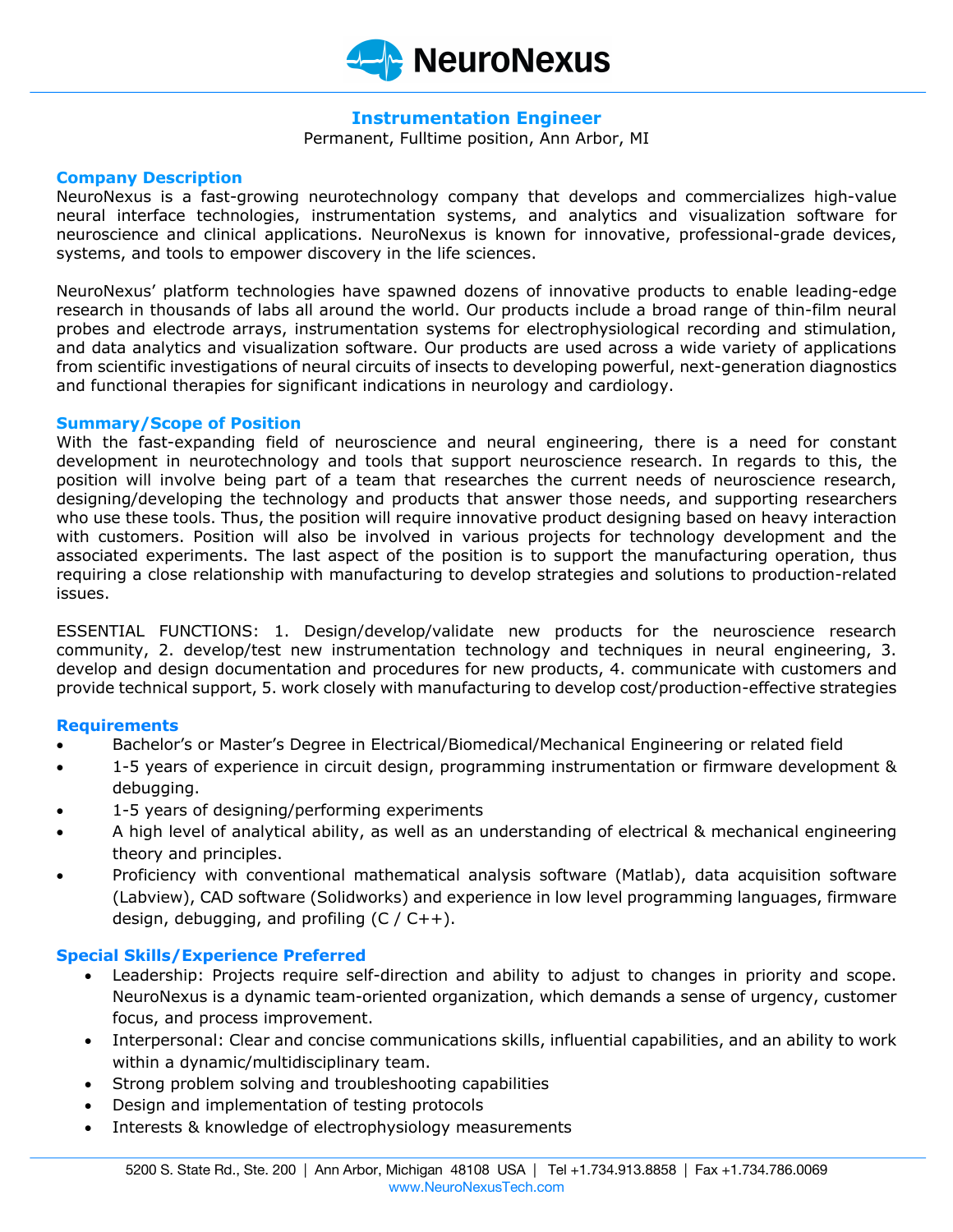NeuroNexus

# Instrumentation Engineer

Permanent, Fulltime position, Ann Arbor, MI

## Company Description

NeuroNexus is a fast-growing neurotechnology company that develops and commercializes high-value neural interface technologies, instrumentation systems, and analytics and visualization software for neuroscience and clinical applications. NeuroNexus is known for innovative, professional-grade devices, systems, and tools to empower discovery in the life sciences.

NeuroNexus' platform technologies have spawned dozens of innovative products to enable leading-edge research in thousands of labs all around the world. Our products include a broad range of thin-film neural probes and electrode arrays, instrumentation systems for electrophysiological recording and stimulation, and data analytics and visualization software. Our products are used across a wide variety of applications from scientific investigations of neural circuits of insects to developing powerful, next-generation diagnostics and functional therapies for significant indications in neurology and cardiology.

## Summary/Scope of Position

With the fast-expanding field of neuroscience and neural engineering, there is a need for constant development in neurotechnology and tools that support neuroscience research. In regards to this, the position will involve being part of a team that researches the current needs of neuroscience research, designing/developing the technology and products that answer those needs, and supporting researchers who use these tools. Thus, the position will require innovative product designing based on heavy interaction with customers. Position will also be involved in various projects for technology development and the associated experiments. The last aspect of the position is to support the manufacturing operation, thus requiring a close relationship with manufacturing to develop strategies and solutions to production-related issues.

ESSENTIAL FUNCTIONS: 1. Design/develop/validate new products for the neuroscience research community, 2. develop/test new instrumentation technology and techniques in neural engineering, 3. develop and design documentation and procedures for new products, 4. communicate with customers and provide technical support, 5. work closely with manufacturing to develop cost/production-effective strategies

## Requirements

- Bachelor's or Master's Degree in Electrical/Biomedical/Mechanical Engineering or related field
- 1-5 years of experience in circuit design, programming instrumentation or firmware development & debugging.
- 1-5 years of designing/performing experiments
- A high level of analytical ability, as well as an understanding of electrical & mechanical engineering theory and principles.
- Proficiency with conventional mathematical analysis software (Matlab), data acquisition software (Labview), CAD software (Solidworks) and experience in low level programming languages, firmware design, debugging, and profiling (C / C++).

## Special Skills/Experience Preferred

- Leadership: Projects require self-direction and ability to adjust to changes in priority and scope. NeuroNexus is a dynamic team-oriented organization, which demands a sense of urgency, customer focus, and process improvement.
- Interpersonal: Clear and concise communications skills, influential capabilities, and an ability to work within a dynamic/multidisciplinary team.
- Strong problem solving and troubleshooting capabilities
- Design and implementation of testing protocols
- Interests & knowledge of electrophysiology measurements

5200 S. State Rd., Ste. 200 | Ann Arbor, Michigan 48108 USA | Tel +1.734.913.8858 | Fax +1.734.786.0069
www.NeuroNexusTech.com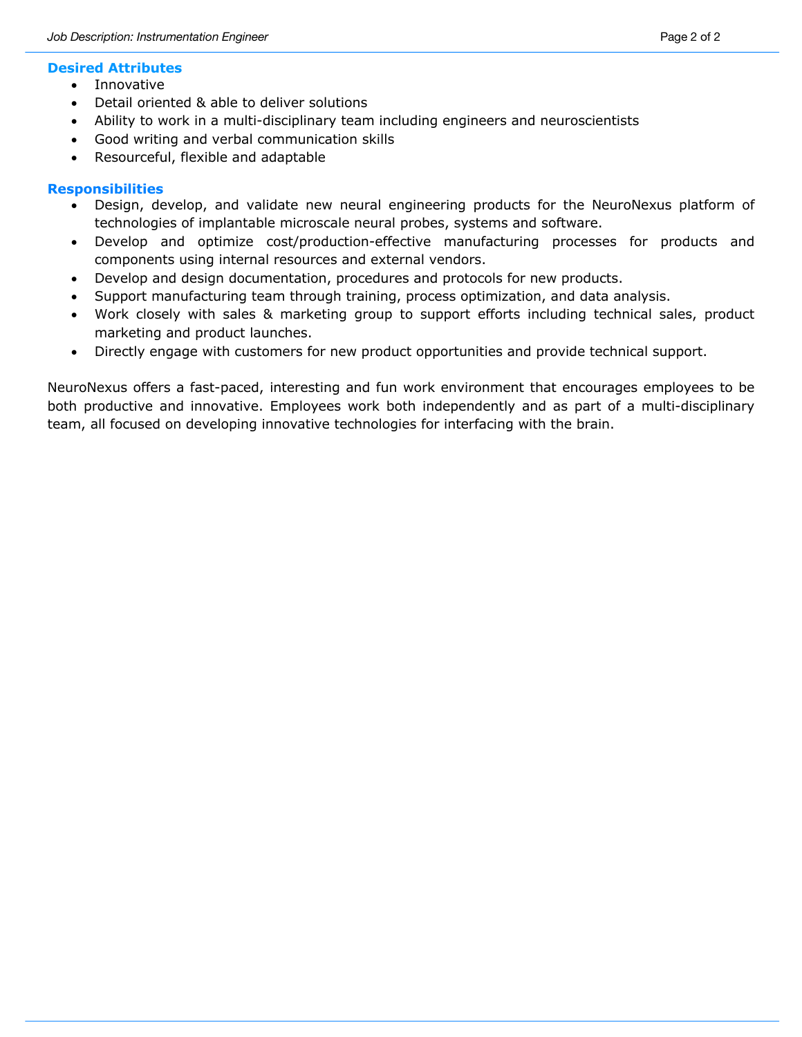## Desired Attributes

- Innovative
- Detail oriented & able to deliver solutions
- Ability to work in a multi-disciplinary team including engineers and neuroscientists
- Good writing and verbal communication skills
- Resourceful, flexible and adaptable

## Responsibilities

- Design, develop, and validate new neural engineering products for the NeuroNexus platform of technologies of implantable microscale neural probes, systems and software.
- Develop and optimize cost/production-effective manufacturing processes for products and components using internal resources and external vendors.
- Develop and design documentation, procedures and protocols for new products.
- Support manufacturing team through training, process optimization, and data analysis.
- Work closely with sales & marketing group to support efforts including technical sales, product marketing and product launches.
- Directly engage with customers for new product opportunities and provide technical support.

NeuroNexus offers a fast-paced, interesting and fun work environment that encourages employees to be both productive and innovative. Employees work both independently and as part of a multi-disciplinary team, all focused on developing innovative technologies for interfacing with the brain.